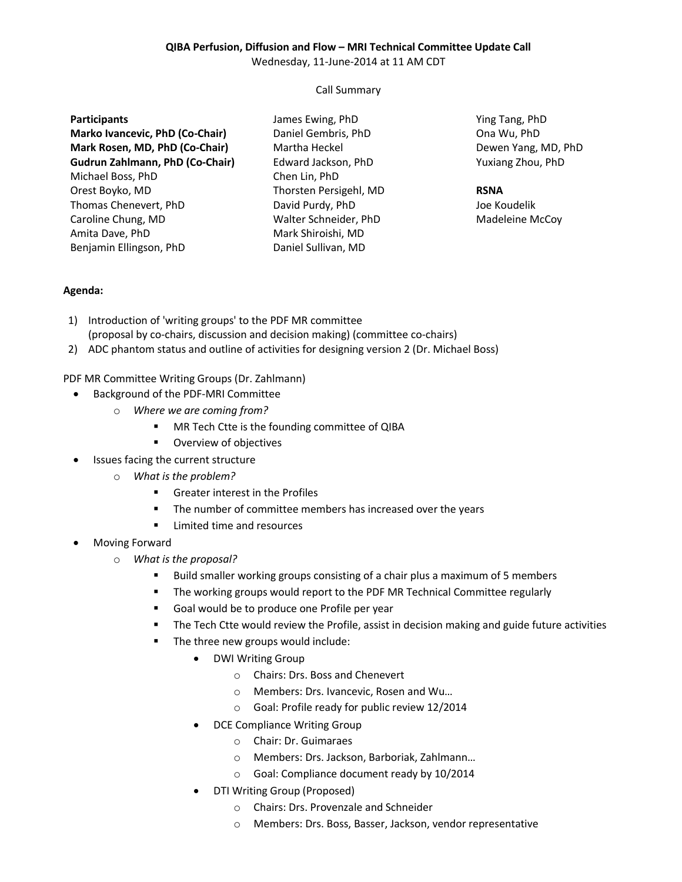**QIBA Perfusion, Diffusion and Flow – MRI Technical Committee Update Call**

Wednesday, 11-June-2014 at 11 AM CDT

Call Summary

**Participants**

**Marko Ivancevic, PhD (Co-Chair)**
**Mark Rosen, MD, PhD (Co-Chair)**
**Gudrun Zahlmann, PhD (Co-Chair)**
Michael Boss, PhD
Orest Boyko, MD
Thomas Chenevert, PhD
Caroline Chung, MD
Amita Dave, PhD
Benjamin Ellingson, PhD
James Ewing, PhD
Daniel Gembris, PhD
Martha Heckel
Edward Jackson, PhD
Chen Lin, PhD
Thorsten Persigehl, MD
David Purdy, PhD
Walter Schneider, PhD
Mark Shiroishi, MD
Daniel Sullivan, MD
Ying Tang, PhD
Ona Wu, PhD
Dewen Yang, MD, PhD
Yuxiang Zhou, PhD

**RSNA**

Joe Koudelik
Madeleine McCoy

**Agenda:**

1) Introduction of 'writing groups' to the PDF MR committee (proposal by co-chairs, discussion and decision making) (committee co-chairs)
2) ADC phantom status and outline of activities for designing version 2 (Dr. Michael Boss)

PDF MR Committee Writing Groups (Dr. Zahlmann)

- Background of the PDF-MRI Committee
  - *Where we are coming from?*
    - MR Tech Ctte is the founding committee of QIBA
    - Overview of objectives
- Issues facing the current structure
  - *What is the problem?*
    - Greater interest in the Profiles
    - The number of committee members has increased over the years
    - Limited time and resources
- Moving Forward
  - *What is the proposal?*
    - Build smaller working groups consisting of a chair plus a maximum of 5 members
    - The working groups would report to the PDF MR Technical Committee regularly
    - Goal would be to produce one Profile per year
    - The Tech Ctte would review the Profile, assist in decision making and guide future activities
    - The three new groups would include:
      - DWI Writing Group
        - Chairs: Drs. Boss and Chenevert
        - Members: Drs. Ivancevic, Rosen and Wu…
        - Goal: Profile ready for public review 12/2014
      - DCE Compliance Writing Group
        - Chair: Dr. Guimaraes
        - Members: Drs. Jackson, Barboriak, Zahlmann…
        - Goal: Compliance document ready by 10/2014
      - DTI Writing Group (Proposed)
        - Chairs: Drs. Provenzale and Schneider
        - Members: Drs. Boss, Basser, Jackson, vendor representative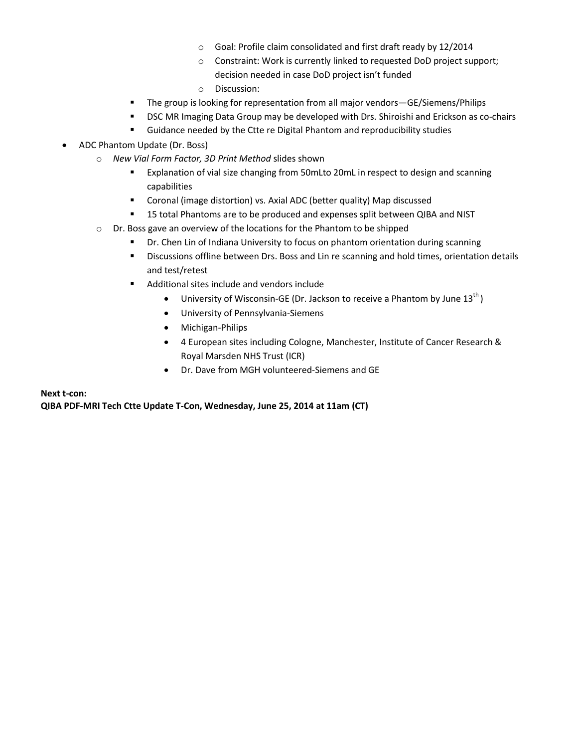- Goal: Profile claim consolidated and first draft ready by 12/2014
    - Constraint: Work is currently linked to requested DoD project support; decision needed in case DoD project isn't funded
    - Discussion:
      - The group is looking for representation from all major vendors—GE/Siemens/Philips
      - DSC MR Imaging Data Group may be developed with Drs. Shiroishi and Erickson as co-chairs
      - Guidance needed by the Ctte re Digital Phantom and reproducibility studies

- ADC Phantom Update (Dr. Boss)
  - *New Vial Form Factor, 3D Print Method* slides shown
    - Explanation of vial size changing from 50mLto 20mL in respect to design and scanning capabilities
    - Coronal (image distortion) vs. Axial ADC (better quality) Map discussed
    - 15 total Phantoms are to be produced and expenses split between QIBA and NIST
  - Dr. Boss gave an overview of the locations for the Phantom to be shipped
    - Dr. Chen Lin of Indiana University to focus on phantom orientation during scanning
    - Discussions offline between Drs. Boss and Lin re scanning and hold times, orientation details and test/retest
    - Additional sites include and vendors include
      - University of Wisconsin-GE (Dr. Jackson to receive a Phantom by June 13th )
      - University of Pennsylvania-Siemens
      - Michigan-Philips
      - 4 European sites including Cologne, Manchester, Institute of Cancer Research & Royal Marsden NHS Trust (ICR)
      - Dr. Dave from MGH volunteered-Siemens and GE

**Next t-con:**
**QIBA PDF-MRI Tech Ctte Update T-Con, Wednesday, June 25, 2014 at 11am (CT)**